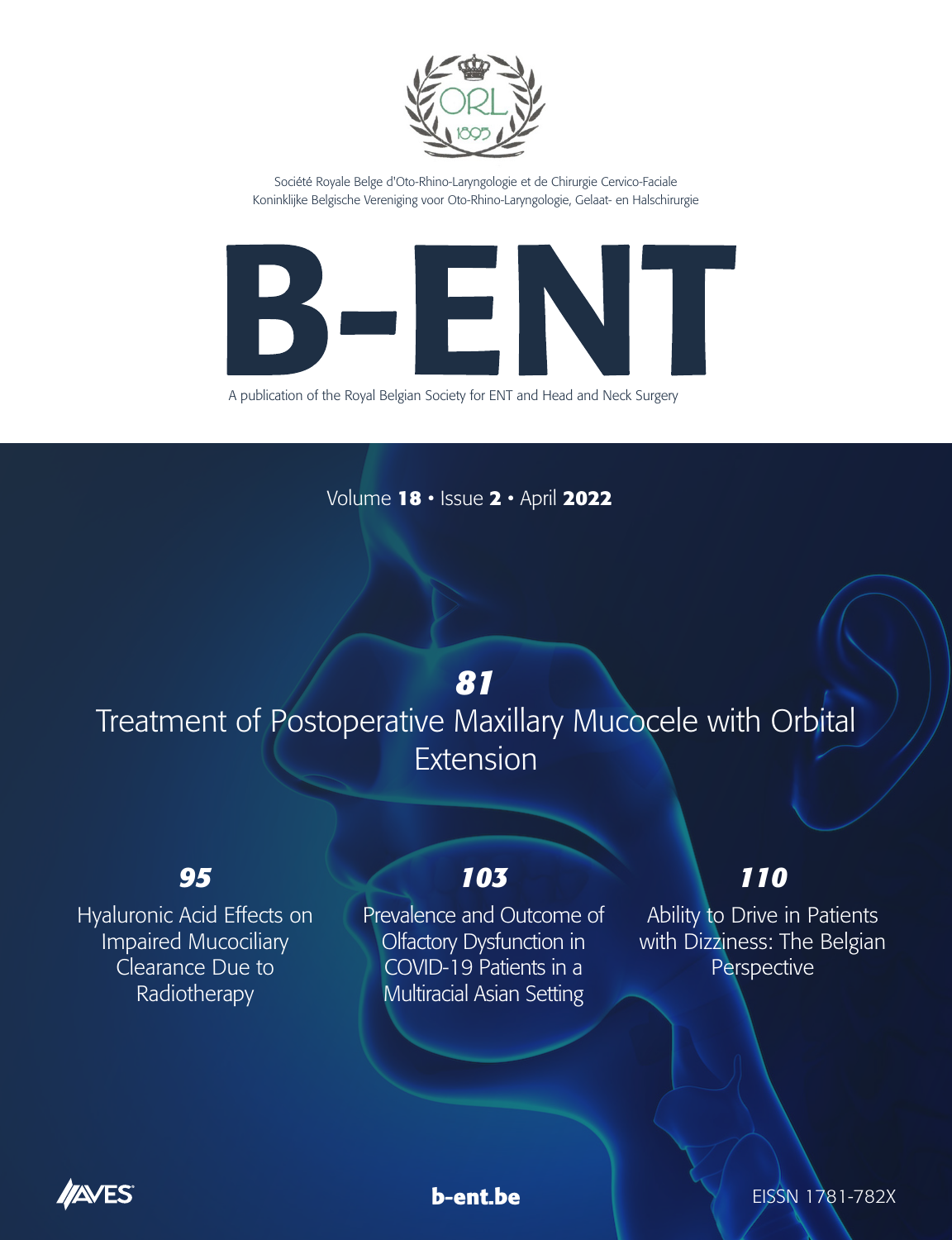ORL

1893

Société Royale Belge d'Oto-Rhino-Laryngologie et de Chirurgie Cervico-Faciale
Koninklijke Belgische Vereniging voor Oto-Rhino-Laryngologie, Gelaat- en Halschirurgie

# B-ENT

A publication of the Royal Belgian Society for ENT and Head and Neck Surgery

Volume **18** • Issue **2** • April **2022**

***81***

## Treatment of Postoperative Maxillary Mucocele with Orbital Extension

***95***

Hyaluronic Acid Effects on Impaired Mucociliary Clearance Due to Radiotherapy

***103***

Prevalence and Outcome of Olfactory Dysfunction in COVID-19 Patients in a Multiracial Asian Setting

***110***

Ability to Drive in Patients with Dizziness: The Belgian Perspective

AVES

**b-ent.be**

EISSN 1781-782X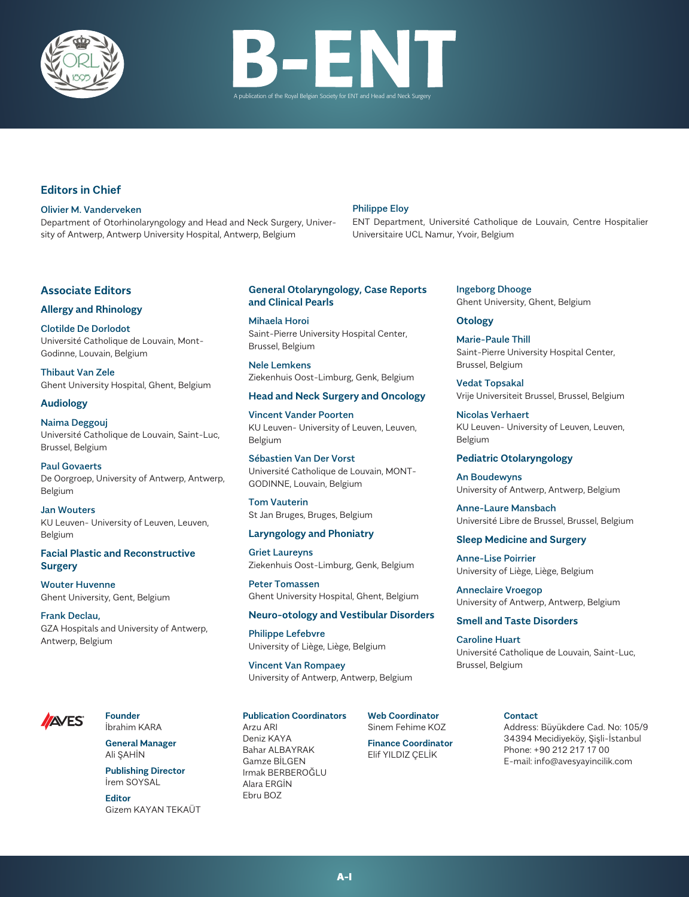# B-ENT

A publication of the Royal Belgian Society for ENT and Head and Neck Surgery

## Editors in Chief

**Olivier M. Vanderveken**
Department of Otorhinolaryngology and Head and Neck Surgery, University of Antwerp, Antwerp University Hospital, Antwerp, Belgium

**Philippe Eloy**
ENT Department, Université Catholique de Louvain, Centre Hospitalier Universitaire UCL Namur, Yvoir, Belgium

## Associate Editors

### Allergy and Rhinology

**Clotilde De Dorlodot**
Université Catholique de Louvain, Mont-Godinne, Louvain, Belgium

**Thibaut Van Zele**
Ghent University Hospital, Ghent, Belgium

### Audiology

**Naima Deggouj**
Université Catholique de Louvain, Saint-Luc, Brussel, Belgium

**Paul Govaerts**
De Oorgroep, University of Antwerp, Antwerp, Belgium

**Jan Wouters**
KU Leuven- University of Leuven, Leuven, Belgium

### Facial Plastic and Reconstructive Surgery

**Wouter Huvenne**
Ghent University, Gent, Belgium

**Frank Declau,**
GZA Hospitals and University of Antwerp, Antwerp, Belgium

### General Otolaryngology, Case Reports and Clinical Pearls

**Mihaela Horoi**
Saint-Pierre University Hospital Center, Brussel, Belgium

**Nele Lemkens**
Ziekenhuis Oost-Limburg, Genk, Belgium

### Head and Neck Surgery and Oncology

**Vincent Vander Poorten**
KU Leuven- University of Leuven, Leuven, Belgium

**Sébastien Van Der Vorst**
Université Catholique de Louvain, MONT-GODINNE, Louvain, Belgium

**Tom Vauterin**
St Jan Bruges, Bruges, Belgium

### Laryngology and Phoniatry

**Griet Laureyns**
Ziekenhuis Oost-Limburg, Genk, Belgium

**Peter Tomassen**
Ghent University Hospital, Ghent, Belgium

### Neuro-otology and Vestibular Disorders

**Philippe Lefebvre**
University of Liège, Liège, Belgium

**Vincent Van Rompaey**
University of Antwerp, Antwerp, Belgium

**Ingeborg Dhooge**
Ghent University, Ghent, Belgium

### Otology

**Marie-Paule Thill**
Saint-Pierre University Hospital Center, Brussel, Belgium

**Vedat Topsakal**
Vrije Universiteit Brussel, Brussel, Belgium

**Nicolas Verhaert**
KU Leuven- University of Leuven, Leuven, Belgium

### Pediatric Otolaryngology

**An Boudewyns**
University of Antwerp, Antwerp, Belgium

**Anne-Laure Mansbach**
Université Libre de Brussel, Brussel, Belgium

### Sleep Medicine and Surgery

**Anne-Lise Poirrier**
University of Liège, Liège, Belgium

**Anneclaire Vroegop**
University of Antwerp, Antwerp, Belgium

### Smell and Taste Disorders

**Caroline Huart**
Université Catholique de Louvain, Saint-Luc, Brussel, Belgium

---

AVES

**Founder**
İbrahim KARA

**General Manager**
Ali ŞAHİN

**Publishing Director**
İrem SOYSAL

**Editor**
Gizem KAYAN TEKAÜT

**Publication Coordinators**
Arzu ARI
Deniz KAYA
Bahar ALBAYRAK
Gamze BİLGEN
Irmak BERBEROĞLU
Alara ERGİN
Ebru BOZ

**Web Coordinator**
Sinem Fehime KOZ

**Finance Coordinator**
Elif YILDIZ ÇELİK

**Contact**
Address: Büyükdere Cad. No: 105/9 34394 Mecidiyeköy, Şişli-İstanbul
Phone: +90 212 217 17 00
E-mail: info@avesyayincilik.com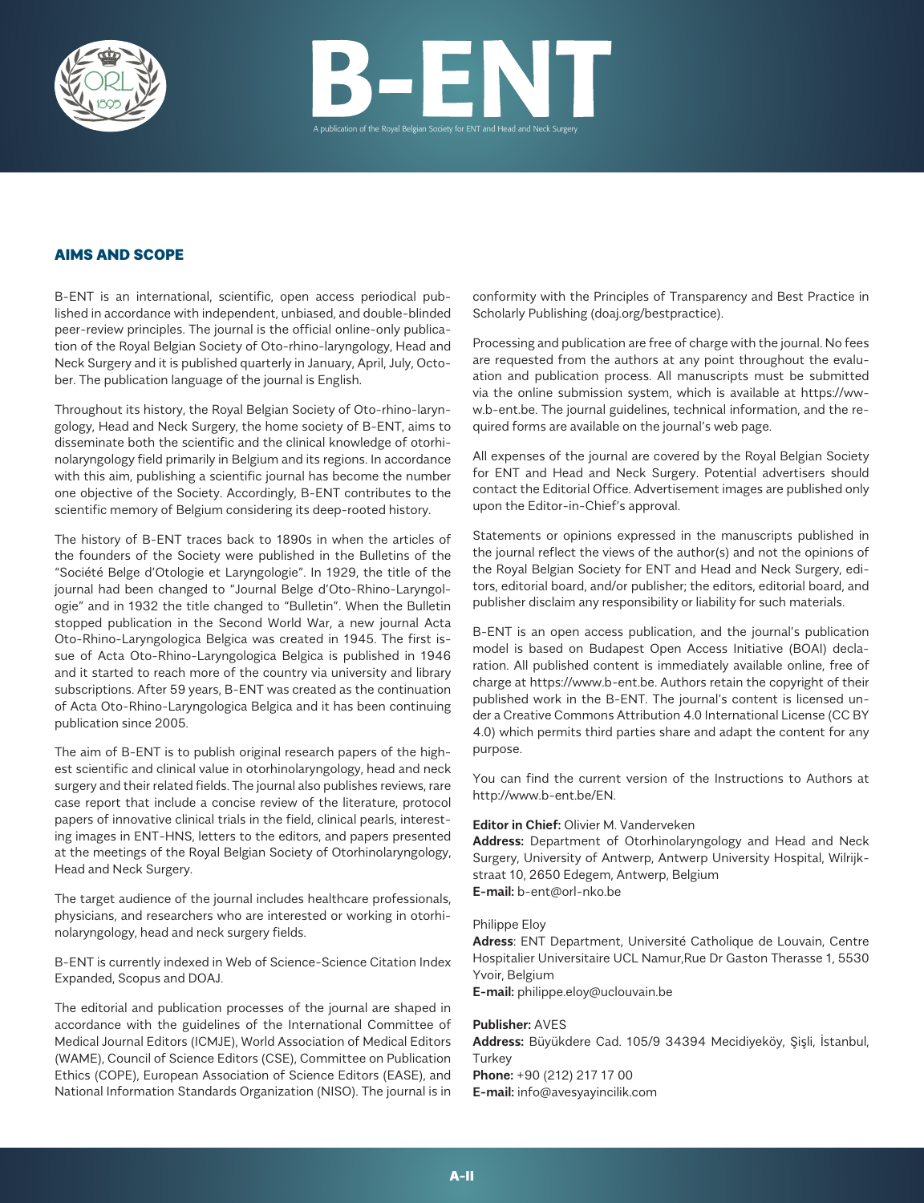# AIMS AND SCOPE

B-ENT is an international, scientific, open access periodical published in accordance with independent, unbiased, and double-blinded peer-review principles. The journal is the official online-only publication of the Royal Belgian Society of Oto-rhino-laryngology, Head and Neck Surgery and it is published quarterly in January, April, July, October. The publication language of the journal is English.

Throughout its history, the Royal Belgian Society of Oto-rhino-laryngology, Head and Neck Surgery, the home society of B-ENT, aims to disseminate both the scientific and the clinical knowledge of otorhinolaryngology field primarily in Belgium and its regions. In accordance with this aim, publishing a scientific journal has become the number one objective of the Society. Accordingly, B-ENT contributes to the scientific memory of Belgium considering its deep-rooted history.

The history of B-ENT traces back to 1890s in when the articles of the founders of the Society were published in the Bulletins of the "Société Belge d'Otologie et Laryngologie". In 1929, the title of the journal had been changed to "Journal Belge d'Oto-Rhino-Laryngologie" and in 1932 the title changed to "Bulletin". When the Bulletin stopped publication in the Second World War, a new journal Acta Oto-Rhino-Laryngologica Belgica was created in 1945. The first issue of Acta Oto-Rhino-Laryngologica Belgica is published in 1946 and it started to reach more of the country via university and library subscriptions. After 59 years, B-ENT was created as the continuation of Acta Oto-Rhino-Laryngologica Belgica and it has been continuing publication since 2005.

The aim of B-ENT is to publish original research papers of the highest scientific and clinical value in otorhinolaryngology, head and neck surgery and their related fields. The journal also publishes reviews, rare case report that include a concise review of the literature, protocol papers of innovative clinical trials in the field, clinical pearls, interesting images in ENT-HNS, letters to the editors, and papers presented at the meetings of the Royal Belgian Society of Otorhinolaryngology, Head and Neck Surgery.

The target audience of the journal includes healthcare professionals, physicians, and researchers who are interested or working in otorhinolaryngology, head and neck surgery fields.

B-ENT is currently indexed in Web of Science-Science Citation Index Expanded, Scopus and DOAJ.

The editorial and publication processes of the journal are shaped in accordance with the guidelines of the International Committee of Medical Journal Editors (ICMJE), World Association of Medical Editors (WAME), Council of Science Editors (CSE), Committee on Publication Ethics (COPE), European Association of Science Editors (EASE), and National Information Standards Organization (NISO). The journal is in conformity with the Principles of Transparency and Best Practice in Scholarly Publishing (doaj.org/bestpractice).

Processing and publication are free of charge with the journal. No fees are requested from the authors at any point throughout the evaluation and publication process. All manuscripts must be submitted via the online submission system, which is available at https://www.b-ent.be. The journal guidelines, technical information, and the required forms are available on the journal's web page.

All expenses of the journal are covered by the Royal Belgian Society for ENT and Head and Neck Surgery. Potential advertisers should contact the Editorial Office. Advertisement images are published only upon the Editor-in-Chief's approval.

Statements or opinions expressed in the manuscripts published in the journal reflect the views of the author(s) and not the opinions of the Royal Belgian Society for ENT and Head and Neck Surgery, editors, editorial board, and/or publisher; the editors, editorial board, and publisher disclaim any responsibility or liability for such materials.

B-ENT is an open access publication, and the journal's publication model is based on Budapest Open Access Initiative (BOAI) declaration. All published content is immediately available online, free of charge at https://www.b-ent.be. Authors retain the copyright of their published work in the B-ENT. The journal's content is licensed under a Creative Commons Attribution 4.0 International License (CC BY 4.0) which permits third parties share and adapt the content for any purpose.

You can find the current version of the Instructions to Authors at http://www.b-ent.be/EN.

**Editor in Chief:** Olivier M. Vanderveken
**Address:** Department of Otorhinolaryngology and Head and Neck Surgery, University of Antwerp, Antwerp University Hospital, Wilrijkstraat 10, 2650 Edegem, Antwerp, Belgium
**E-mail:** b-ent@orl-nko.be

Philippe Eloy
**Adress**: ENT Department, Université Catholique de Louvain, Centre Hospitalier Universitaire UCL Namur,Rue Dr Gaston Therasse 1, 5530 Yvoir, Belgium
**E-mail:** philippe.eloy@uclouvain.be

**Publisher:** AVES
**Address:** Büyükdere Cad. 105/9 34394 Mecidiyeköy, Şişli, İstanbul, Turkey
**Phone:** +90 (212) 217 17 00
**E-mail:** info@avesyayincilik.com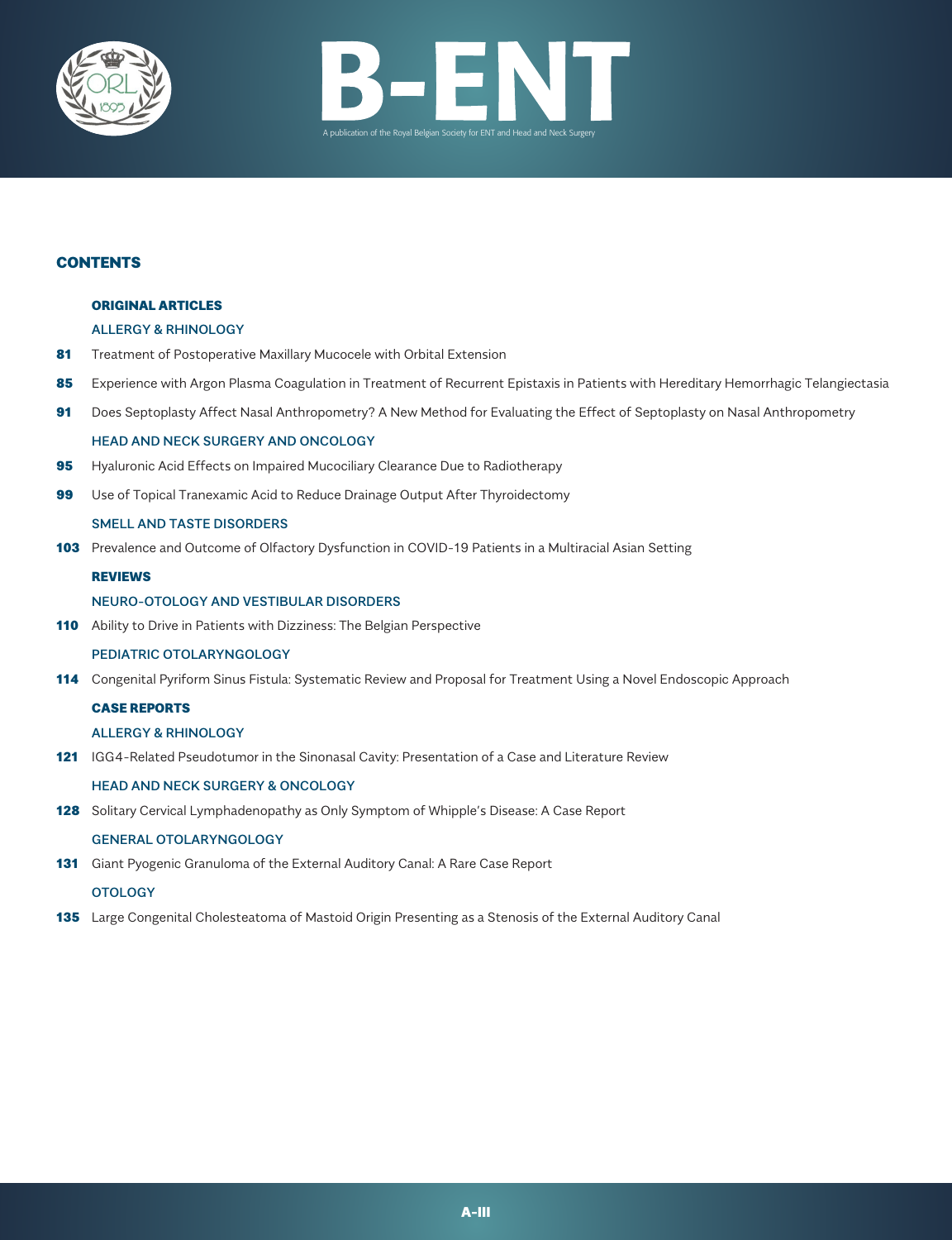# B-ENT

A publication of the Royal Belgian Society for ENT and Head and Neck Surgery

## CONTENTS

### ORIGINAL ARTICLES

#### ALLERGY & RHINOLOGY

**81** Treatment of Postoperative Maxillary Mucocele with Orbital Extension

**85** Experience with Argon Plasma Coagulation in Treatment of Recurrent Epistaxis in Patients with Hereditary Hemorrhagic Telangiectasia

**91** Does Septoplasty Affect Nasal Anthropometry? A New Method for Evaluating the Effect of Septoplasty on Nasal Anthropometry

#### HEAD AND NECK SURGERY AND ONCOLOGY

**95** Hyaluronic Acid Effects on Impaired Mucociliary Clearance Due to Radiotherapy

**99** Use of Topical Tranexamic Acid to Reduce Drainage Output After Thyroidectomy

#### SMELL AND TASTE DISORDERS

**103** Prevalence and Outcome of Olfactory Dysfunction in COVID-19 Patients in a Multiracial Asian Setting

### REVIEWS

#### NEURO-OTOLOGY AND VESTIBULAR DISORDERS

**110** Ability to Drive in Patients with Dizziness: The Belgian Perspective

#### PEDIATRIC OTOLARYNGOLOGY

**114** Congenital Pyriform Sinus Fistula: Systematic Review and Proposal for Treatment Using a Novel Endoscopic Approach

### CASE REPORTS

#### ALLERGY & RHINOLOGY

**121** IGG4-Related Pseudotumor in the Sinonasal Cavity: Presentation of a Case and Literature Review

#### HEAD AND NECK SURGERY & ONCOLOGY

**128** Solitary Cervical Lymphadenopathy as Only Symptom of Whipple's Disease: A Case Report

#### GENERAL OTOLARYNGOLOGY

**131** Giant Pyogenic Granuloma of the External Auditory Canal: A Rare Case Report

#### OTOLOGY

**135** Large Congenital Cholesteatoma of Mastoid Origin Presenting as a Stenosis of the External Auditory Canal